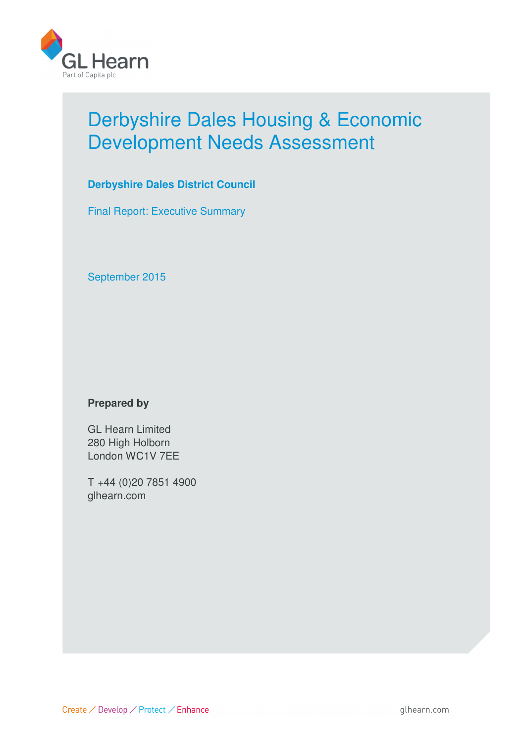GL Hearn

Part of Capita plc

# Derbyshire Dales Housing & Economic Development Needs Assessment

**Derbyshire Dales District Council**

Final Report: Executive Summary

September 2015

**Prepared by**

GL Hearn Limited
280 High Holborn
London WC1V 7EE

T +44 (0)20 7851 4900
glhearn.com

Create / Develop / Protect / Enhance

glhearn.com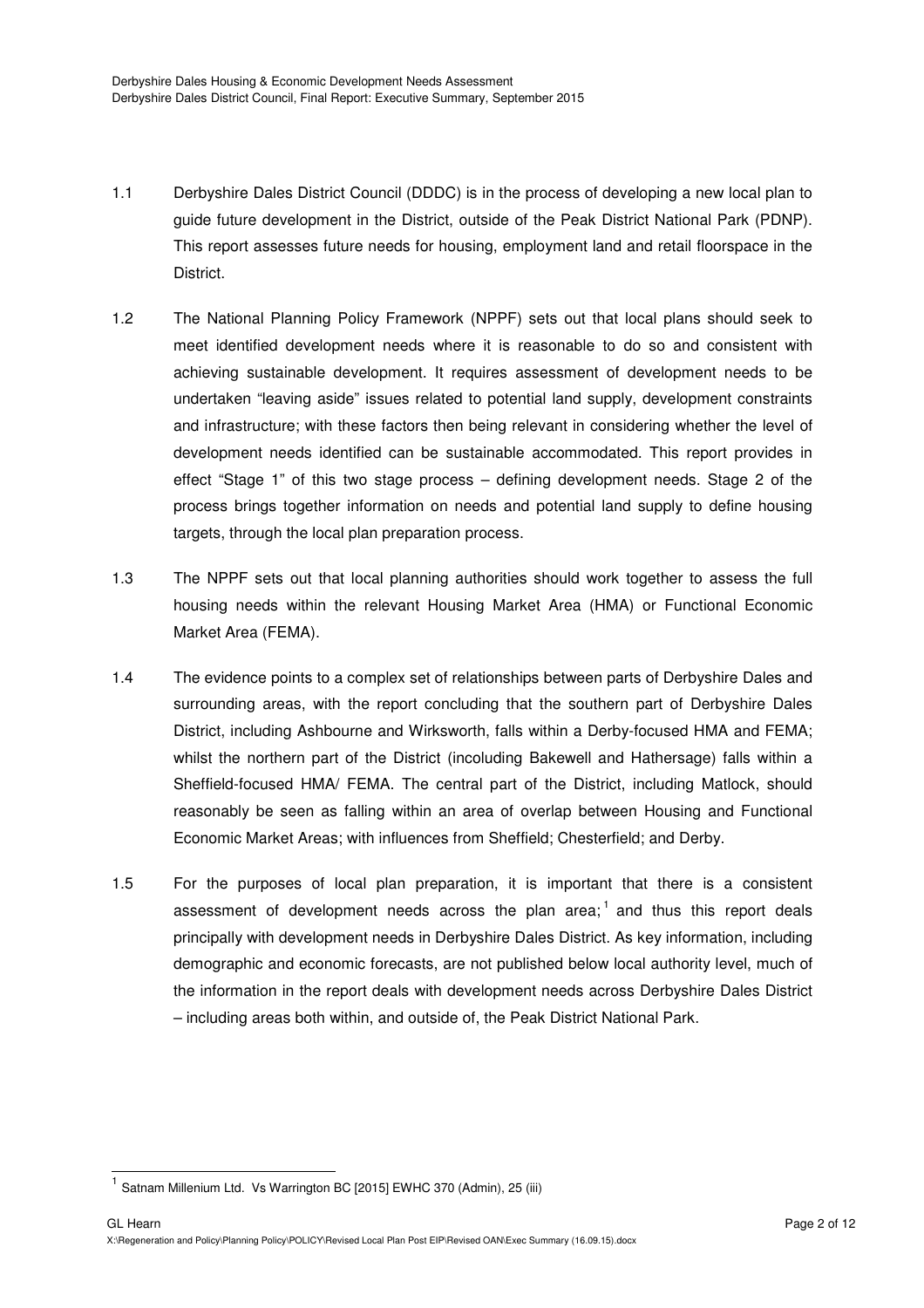1.1 Derbyshire Dales District Council (DDDC) is in the process of developing a new local plan to guide future development in the District, outside of the Peak District National Park (PDNP). This report assesses future needs for housing, employment land and retail floorspace in the District.

1.2 The National Planning Policy Framework (NPPF) sets out that local plans should seek to meet identified development needs where it is reasonable to do so and consistent with achieving sustainable development. It requires assessment of development needs to be undertaken "leaving aside" issues related to potential land supply, development constraints and infrastructure; with these factors then being relevant in considering whether the level of development needs identified can be sustainable accommodated. This report provides in effect "Stage 1" of this two stage process – defining development needs. Stage 2 of the process brings together information on needs and potential land supply to define housing targets, through the local plan preparation process.

1.3 The NPPF sets out that local planning authorities should work together to assess the full housing needs within the relevant Housing Market Area (HMA) or Functional Economic Market Area (FEMA).

1.4 The evidence points to a complex set of relationships between parts of Derbyshire Dales and surrounding areas, with the report concluding that the southern part of Derbyshire Dales District, including Ashbourne and Wirksworth, falls within a Derby-focused HMA and FEMA; whilst the northern part of the District (incoluding Bakewell and Hathersage) falls within a Sheffield-focused HMA/ FEMA. The central part of the District, including Matlock, should reasonably be seen as falling within an area of overlap between Housing and Functional Economic Market Areas; with influences from Sheffield; Chesterfield; and Derby.

1.5 For the purposes of local plan preparation, it is important that there is a consistent assessment of development needs across the plan area;[1] and thus this report deals principally with development needs in Derbyshire Dales District. As key information, including demographic and economic forecasts, are not published below local authority level, much of the information in the report deals with development needs across Derbyshire Dales District – including areas both within, and outside of, the Peak District National Park.

[1] Satnam Millenium Ltd. Vs Warrington BC [2015] EWHC 370 (Admin), 25 (iii)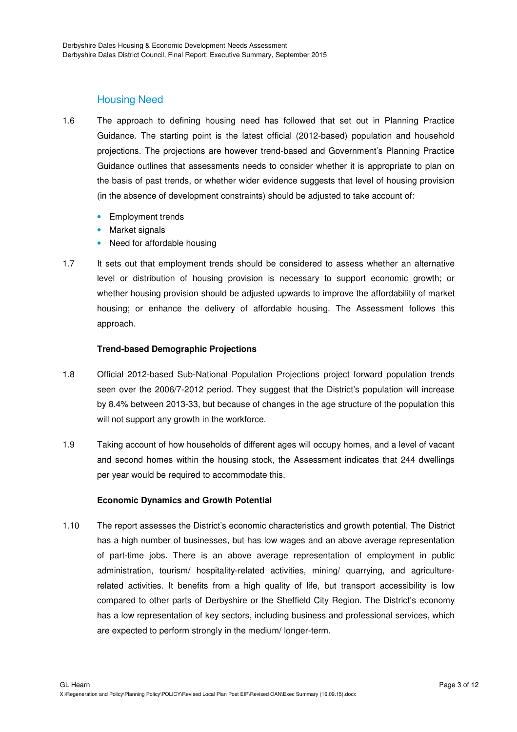## Housing Need

1.6 The approach to defining housing need has followed that set out in Planning Practice Guidance. The starting point is the latest official (2012-based) population and household projections. The projections are however trend-based and Government's Planning Practice Guidance outlines that assessments needs to consider whether it is appropriate to plan on the basis of past trends, or whether wider evidence suggests that level of housing provision (in the absence of development constraints) should be adjusted to take account of:

- Employment trends
- Market signals
- Need for affordable housing

1.7 It sets out that employment trends should be considered to assess whether an alternative level or distribution of housing provision is necessary to support economic growth; or whether housing provision should be adjusted upwards to improve the affordability of market housing; or enhance the delivery of affordable housing. The Assessment follows this approach.

### Trend-based Demographic Projections

1.8 Official 2012-based Sub-National Population Projections project forward population trends seen over the 2006/7-2012 period. They suggest that the District's population will increase by 8.4% between 2013-33, but because of changes in the age structure of the population this will not support any growth in the workforce.

1.9 Taking account of how households of different ages will occupy homes, and a level of vacant and second homes within the housing stock, the Assessment indicates that 244 dwellings per year would be required to accommodate this.

### Economic Dynamics and Growth Potential

1.10 The report assesses the District's economic characteristics and growth potential. The District has a high number of businesses, but has low wages and an above average representation of part-time jobs. There is an above average representation of employment in public administration, tourism/ hospitality-related activities, mining/ quarrying, and agriculture-related activities. It benefits from a high quality of life, but transport accessibility is low compared to other parts of Derbyshire or the Sheffield City Region. The District's economy has a low representation of key sectors, including business and professional services, which are expected to perform strongly in the medium/ longer-term.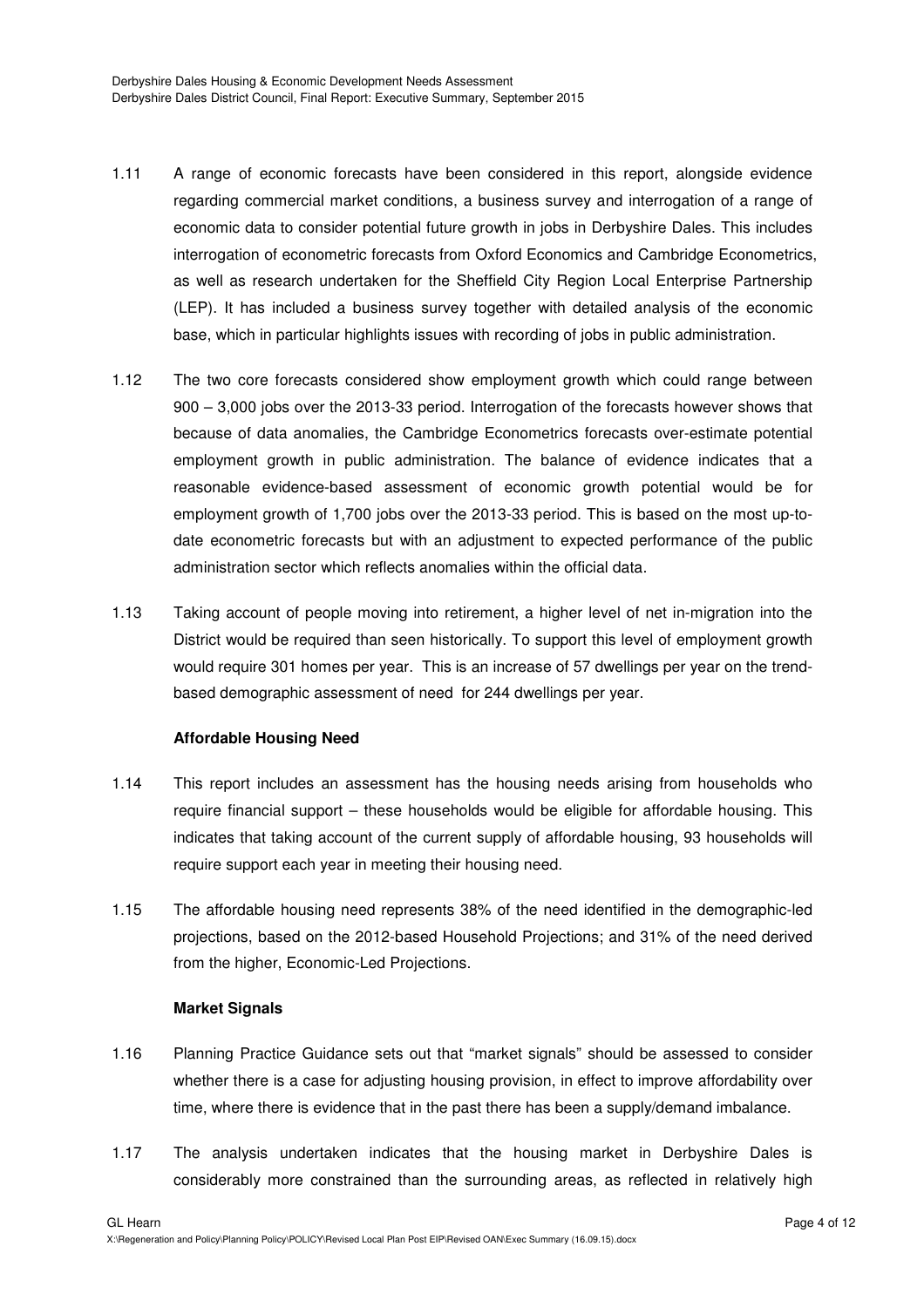1.11 A range of economic forecasts have been considered in this report, alongside evidence regarding commercial market conditions, a business survey and interrogation of a range of economic data to consider potential future growth in jobs in Derbyshire Dales. This includes interrogation of econometric forecasts from Oxford Economics and Cambridge Econometrics, as well as research undertaken for the Sheffield City Region Local Enterprise Partnership (LEP). It has included a business survey together with detailed analysis of the economic base, which in particular highlights issues with recording of jobs in public administration.

1.12 The two core forecasts considered show employment growth which could range between 900 – 3,000 jobs over the 2013-33 period. Interrogation of the forecasts however shows that because of data anomalies, the Cambridge Econometrics forecasts over-estimate potential employment growth in public administration. The balance of evidence indicates that a reasonable evidence-based assessment of economic growth potential would be for employment growth of 1,700 jobs over the 2013-33 period. This is based on the most up-to-date econometric forecasts but with an adjustment to expected performance of the public administration sector which reflects anomalies within the official data.

1.13 Taking account of people moving into retirement, a higher level of net in-migration into the District would be required than seen historically. To support this level of employment growth would require 301 homes per year. This is an increase of 57 dwellings per year on the trend-based demographic assessment of need for 244 dwellings per year.

**Affordable Housing Need**

1.14 This report includes an assessment has the housing needs arising from households who require financial support – these households would be eligible for affordable housing. This indicates that taking account of the current supply of affordable housing, 93 households will require support each year in meeting their housing need.

1.15 The affordable housing need represents 38% of the need identified in the demographic-led projections, based on the 2012-based Household Projections; and 31% of the need derived from the higher, Economic-Led Projections.

**Market Signals**

1.16 Planning Practice Guidance sets out that "market signals" should be assessed to consider whether there is a case for adjusting housing provision, in effect to improve affordability over time, where there is evidence that in the past there has been a supply/demand imbalance.

1.17 The analysis undertaken indicates that the housing market in Derbyshire Dales is considerably more constrained than the surrounding areas, as reflected in relatively high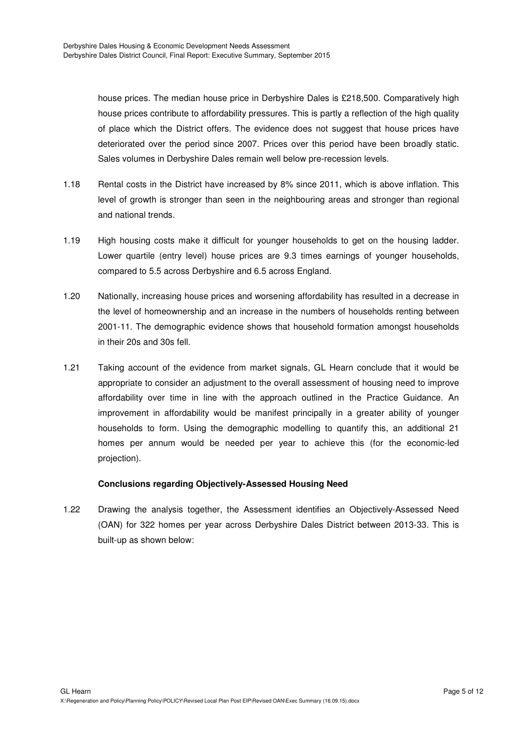house prices. The median house price in Derbyshire Dales is £218,500. Comparatively high house prices contribute to affordability pressures. This is partly a reflection of the high quality of place which the District offers. The evidence does not suggest that house prices have deteriorated over the period since 2007. Prices over this period have been broadly static. Sales volumes in Derbyshire Dales remain well below pre-recession levels.

1.18 Rental costs in the District have increased by 8% since 2011, which is above inflation. This level of growth is stronger than seen in the neighbouring areas and stronger than regional and national trends.

1.19 High housing costs make it difficult for younger households to get on the housing ladder. Lower quartile (entry level) house prices are 9.3 times earnings of younger households, compared to 5.5 across Derbyshire and 6.5 across England.

1.20 Nationally, increasing house prices and worsening affordability has resulted in a decrease in the level of homeownership and an increase in the numbers of households renting between 2001-11. The demographic evidence shows that household formation amongst households in their 20s and 30s fell.

1.21 Taking account of the evidence from market signals, GL Hearn conclude that it would be appropriate to consider an adjustment to the overall assessment of housing need to improve affordability over time in line with the approach outlined in the Practice Guidance. An improvement in affordability would be manifest principally in a greater ability of younger households to form. Using the demographic modelling to quantify this, an additional 21 homes per annum would be needed per year to achieve this (for the economic-led projection).

**Conclusions regarding Objectively-Assessed Housing Need**

1.22 Drawing the analysis together, the Assessment identifies an Objectively-Assessed Need (OAN) for 322 homes per year across Derbyshire Dales District between 2013-33. This is built-up as shown below: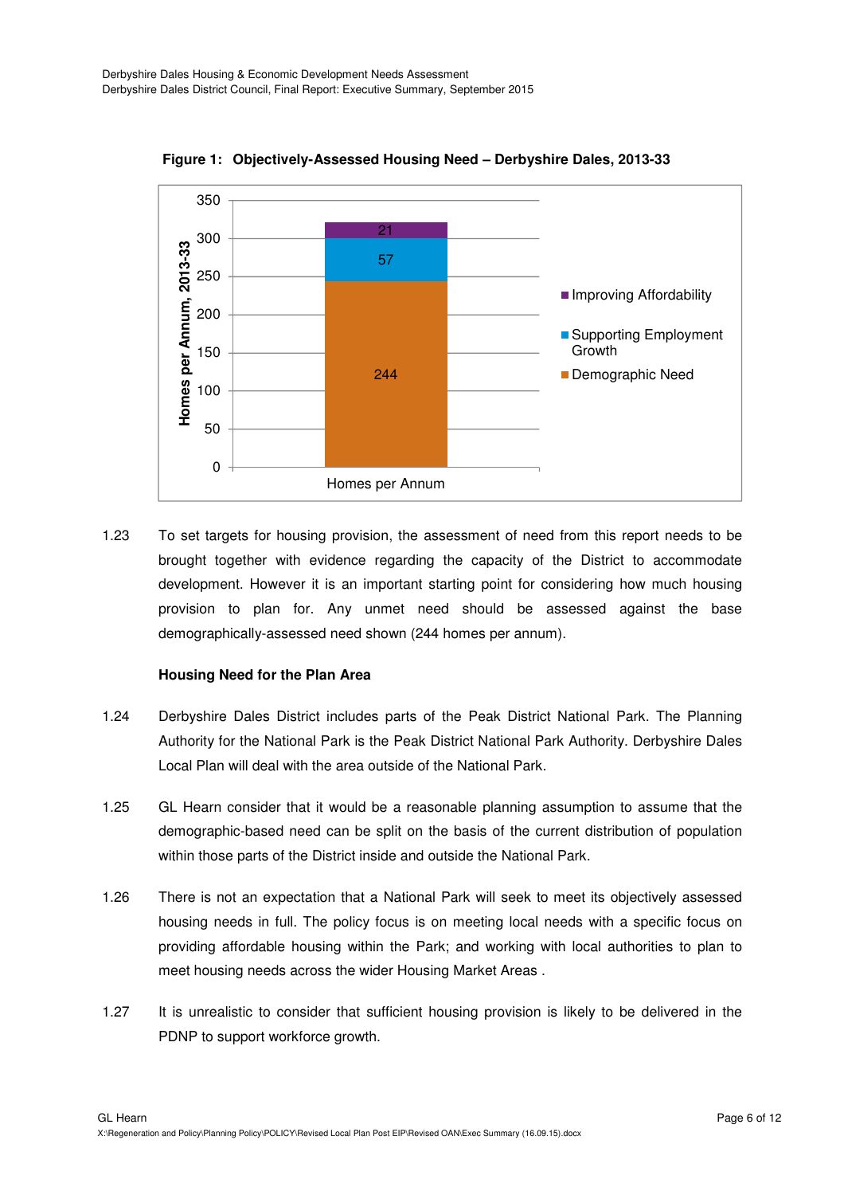**Figure 1: Objectively-Assessed Housing Need – Derbyshire Dales, 2013-33**

| Component | Homes per Annum |
|---|---|
| Demographic Need | 244 |
| Supporting Employment Growth | 57 |
| Improving Affordability | 21 |

1.23 To set targets for housing provision, the assessment of need from this report needs to be brought together with evidence regarding the capacity of the District to accommodate development. However it is an important starting point for considering how much housing provision to plan for. Any unmet need should be assessed against the base demographically-assessed need shown (244 homes per annum).

**Housing Need for the Plan Area**

1.24 Derbyshire Dales District includes parts of the Peak District National Park. The Planning Authority for the National Park is the Peak District National Park Authority. Derbyshire Dales Local Plan will deal with the area outside of the National Park.

1.25 GL Hearn consider that it would be a reasonable planning assumption to assume that the demographic-based need can be split on the basis of the current distribution of population within those parts of the District inside and outside the National Park.

1.26 There is not an expectation that a National Park will seek to meet its objectively assessed housing needs in full. The policy focus is on meeting local needs with a specific focus on providing affordable housing within the Park; and working with local authorities to plan to meet housing needs across the wider Housing Market Areas .

1.27 It is unrealistic to consider that sufficient housing provision is likely to be delivered in the PDNP to support workforce growth.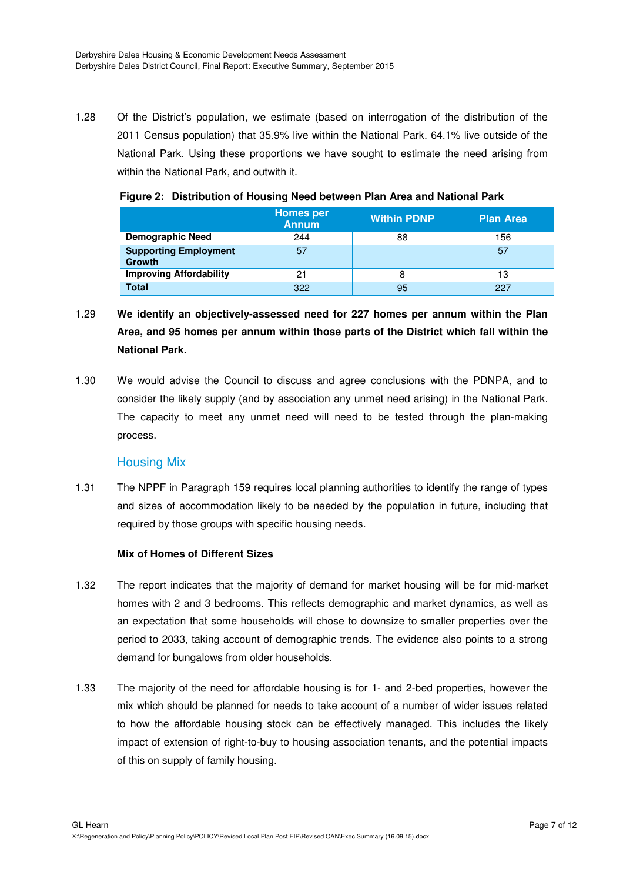1.28 Of the District's population, we estimate (based on interrogation of the distribution of the 2011 Census population) that 35.9% live within the National Park. 64.1% live outside of the National Park. Using these proportions we have sought to estimate the need arising from within the National Park, and outwith it.

**Figure 2: Distribution of Housing Need between Plan Area and National Park**

| | Homes per Annum | Within PDNP | Plan Area |
|---|---|---|---|
| **Demographic Need** | 244 | 88 | 156 |
| **Supporting Employment Growth** | 57 | | 57 |
| **Improving Affordability** | 21 | 8 | 13 |
| **Total** | 322 | 95 | 227 |

1.29 **We identify an objectively-assessed need for 227 homes per annum within the Plan Area, and 95 homes per annum within those parts of the District which fall within the National Park.**

1.30 We would advise the Council to discuss and agree conclusions with the PDNPA, and to consider the likely supply (and by association any unmet need arising) in the National Park. The capacity to meet any unmet need will need to be tested through the plan-making process.

## Housing Mix

1.31 The NPPF in Paragraph 159 requires local planning authorities to identify the range of types and sizes of accommodation likely to be needed by the population in future, including that required by those groups with specific housing needs.

**Mix of Homes of Different Sizes**

1.32 The report indicates that the majority of demand for market housing will be for mid-market homes with 2 and 3 bedrooms. This reflects demographic and market dynamics, as well as an expectation that some households will chose to downsize to smaller properties over the period to 2033, taking account of demographic trends. The evidence also points to a strong demand for bungalows from older households.

1.33 The majority of the need for affordable housing is for 1- and 2-bed properties, however the mix which should be planned for needs to take account of a number of wider issues related to how the affordable housing stock can be effectively managed. This includes the likely impact of extension of right-to-buy to housing association tenants, and the potential impacts of this on supply of family housing.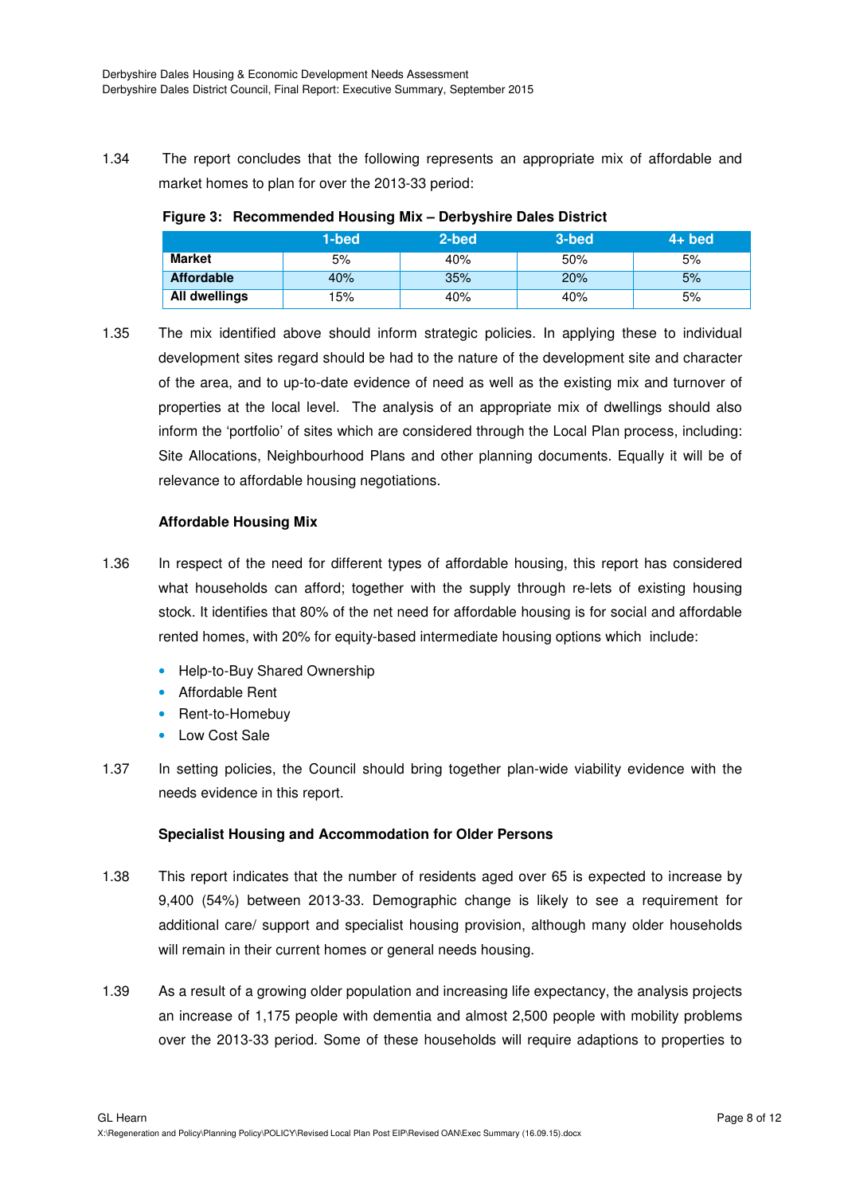1.34 The report concludes that the following represents an appropriate mix of affordable and market homes to plan for over the 2013-33 period:

**Figure 3: Recommended Housing Mix – Derbyshire Dales District**

| | 1-bed | 2-bed | 3-bed | 4+ bed |
|---|---|---|---|---|
| **Market** | 5% | 40% | 50% | 5% |
| **Affordable** | 40% | 35% | 20% | 5% |
| **All dwellings** | 15% | 40% | 40% | 5% |

1.35 The mix identified above should inform strategic policies. In applying these to individual development sites regard should be had to the nature of the development site and character of the area, and to up-to-date evidence of need as well as the existing mix and turnover of properties at the local level. The analysis of an appropriate mix of dwellings should also inform the 'portfolio' of sites which are considered through the Local Plan process, including: Site Allocations, Neighbourhood Plans and other planning documents. Equally it will be of relevance to affordable housing negotiations.

### Affordable Housing Mix

1.36 In respect of the need for different types of affordable housing, this report has considered what households can afford; together with the supply through re-lets of existing housing stock. It identifies that 80% of the net need for affordable housing is for social and affordable rented homes, with 20% for equity-based intermediate housing options which include:

- Help-to-Buy Shared Ownership
- Affordable Rent
- Rent-to-Homebuy
- Low Cost Sale

1.37 In setting policies, the Council should bring together plan-wide viability evidence with the needs evidence in this report.

### Specialist Housing and Accommodation for Older Persons

1.38 This report indicates that the number of residents aged over 65 is expected to increase by 9,400 (54%) between 2013-33. Demographic change is likely to see a requirement for additional care/ support and specialist housing provision, although many older households will remain in their current homes or general needs housing.

1.39 As a result of a growing older population and increasing life expectancy, the analysis projects an increase of 1,175 people with dementia and almost 2,500 people with mobility problems over the 2013-33 period. Some of these households will require adaptions to properties to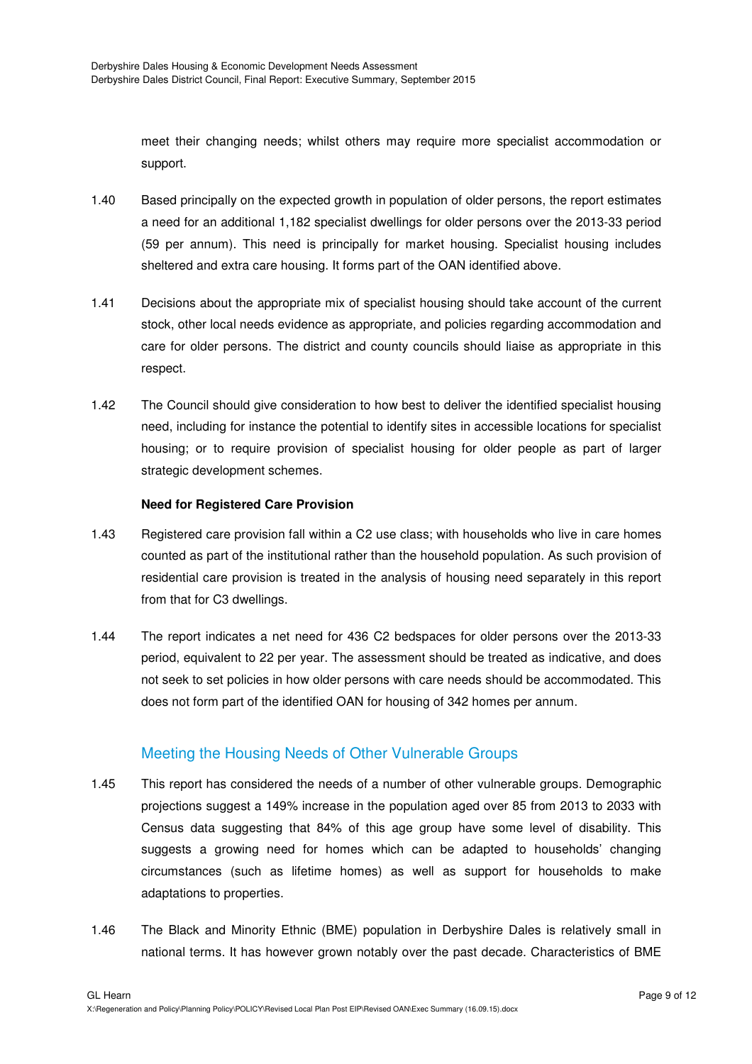meet their changing needs; whilst others may require more specialist accommodation or support.

1.40 Based principally on the expected growth in population of older persons, the report estimates a need for an additional 1,182 specialist dwellings for older persons over the 2013-33 period (59 per annum). This need is principally for market housing. Specialist housing includes sheltered and extra care housing. It forms part of the OAN identified above.

1.41 Decisions about the appropriate mix of specialist housing should take account of the current stock, other local needs evidence as appropriate, and policies regarding accommodation and care for older persons. The district and county councils should liaise as appropriate in this respect.

1.42 The Council should give consideration to how best to deliver the identified specialist housing need, including for instance the potential to identify sites in accessible locations for specialist housing; or to require provision of specialist housing for older people as part of larger strategic development schemes.

**Need for Registered Care Provision**

1.43 Registered care provision fall within a C2 use class; with households who live in care homes counted as part of the institutional rather than the household population. As such provision of residential care provision is treated in the analysis of housing need separately in this report from that for C3 dwellings.

1.44 The report indicates a net need for 436 C2 bedspaces for older persons over the 2013-33 period, equivalent to 22 per year. The assessment should be treated as indicative, and does not seek to set policies in how older persons with care needs should be accommodated. This does not form part of the identified OAN for housing of 342 homes per annum.

## Meeting the Housing Needs of Other Vulnerable Groups

1.45 This report has considered the needs of a number of other vulnerable groups. Demographic projections suggest a 149% increase in the population aged over 85 from 2013 to 2033 with Census data suggesting that 84% of this age group have some level of disability. This suggests a growing need for homes which can be adapted to households' changing circumstances (such as lifetime homes) as well as support for households to make adaptations to properties.

1.46 The Black and Minority Ethnic (BME) population in Derbyshire Dales is relatively small in national terms. It has however grown notably over the past decade. Characteristics of BME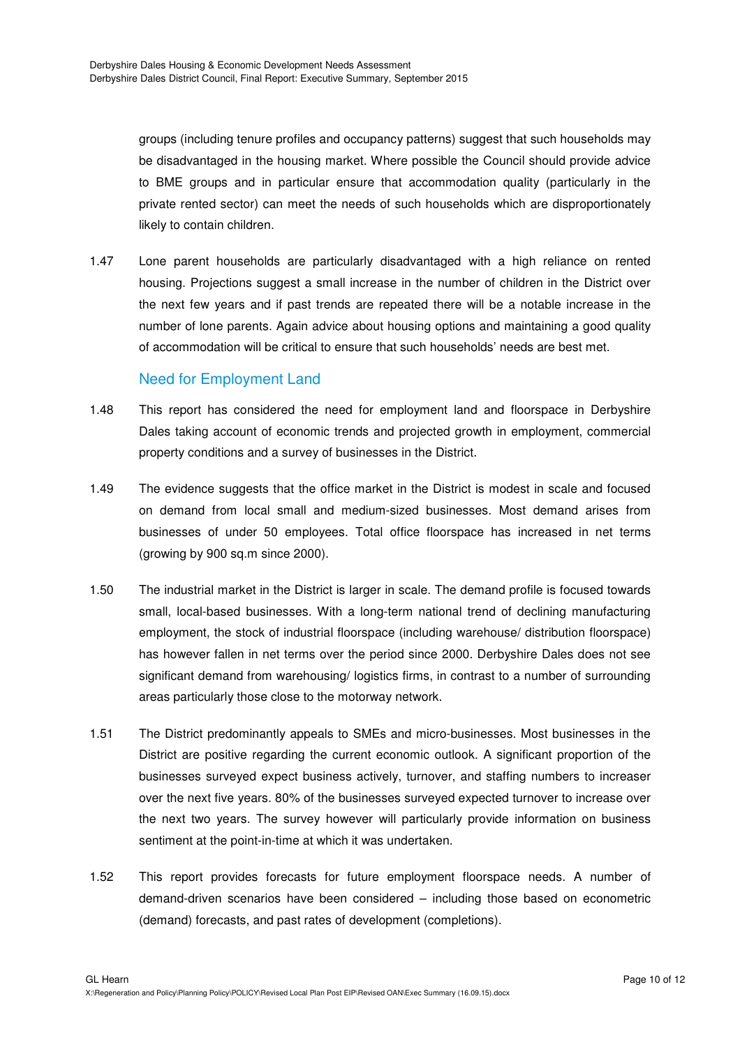groups (including tenure profiles and occupancy patterns) suggest that such households may be disadvantaged in the housing market. Where possible the Council should provide advice to BME groups and in particular ensure that accommodation quality (particularly in the private rented sector) can meet the needs of such households which are disproportionately likely to contain children.

1.47 Lone parent households are particularly disadvantaged with a high reliance on rented housing. Projections suggest a small increase in the number of children in the District over the next few years and if past trends are repeated there will be a notable increase in the number of lone parents. Again advice about housing options and maintaining a good quality of accommodation will be critical to ensure that such households' needs are best met.

## Need for Employment Land

1.48 This report has considered the need for employment land and floorspace in Derbyshire Dales taking account of economic trends and projected growth in employment, commercial property conditions and a survey of businesses in the District.

1.49 The evidence suggests that the office market in the District is modest in scale and focused on demand from local small and medium-sized businesses. Most demand arises from businesses of under 50 employees. Total office floorspace has increased in net terms (growing by 900 sq.m since 2000).

1.50 The industrial market in the District is larger in scale. The demand profile is focused towards small, local-based businesses. With a long-term national trend of declining manufacturing employment, the stock of industrial floorspace (including warehouse/ distribution floorspace) has however fallen in net terms over the period since 2000. Derbyshire Dales does not see significant demand from warehousing/ logistics firms, in contrast to a number of surrounding areas particularly those close to the motorway network.

1.51 The District predominantly appeals to SMEs and micro-businesses. Most businesses in the District are positive regarding the current economic outlook. A significant proportion of the businesses surveyed expect business actively, turnover, and staffing numbers to increaser over the next five years. 80% of the businesses surveyed expected turnover to increase over the next two years. The survey however will particularly provide information on business sentiment at the point-in-time at which it was undertaken.

1.52 This report provides forecasts for future employment floorspace needs. A number of demand-driven scenarios have been considered – including those based on econometric (demand) forecasts, and past rates of development (completions).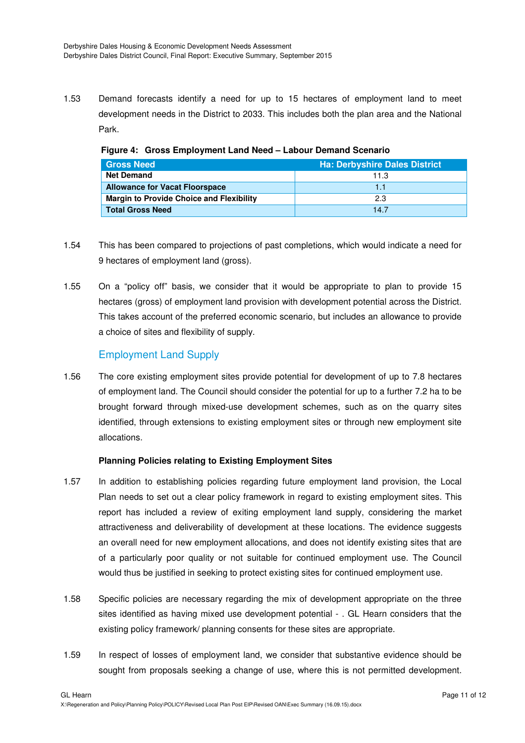1.53 Demand forecasts identify a need for up to 15 hectares of employment land to meet development needs in the District to 2033. This includes both the plan area and the National Park.

**Figure 4: Gross Employment Land Need – Labour Demand Scenario**

| Gross Need | Ha: Derbyshire Dales District |
|---|---|
| **Net Demand** | 11.3 |
| **Allowance for Vacat Floorspace** | 1.1 |
| **Margin to Provide Choice and Flexibility** | 2.3 |
| **Total Gross Need** | 14.7 |

1.54 This has been compared to projections of past completions, which would indicate a need for 9 hectares of employment land (gross).

1.55 On a "policy off" basis, we consider that it would be appropriate to plan to provide 15 hectares (gross) of employment land provision with development potential across the District. This takes account of the preferred economic scenario, but includes an allowance to provide a choice of sites and flexibility of supply.

## Employment Land Supply

1.56 The core existing employment sites provide potential for development of up to 7.8 hectares of employment land. The Council should consider the potential for up to a further 7.2 ha to be brought forward through mixed-use development schemes, such as on the quarry sites identified, through extensions to existing employment sites or through new employment site allocations.

**Planning Policies relating to Existing Employment Sites**

1.57 In addition to establishing policies regarding future employment land provision, the Local Plan needs to set out a clear policy framework in regard to existing employment sites. This report has included a review of exiting employment land supply, considering the market attractiveness and deliverability of development at these locations. The evidence suggests an overall need for new employment allocations, and does not identify existing sites that are of a particularly poor quality or not suitable for continued employment use. The Council would thus be justified in seeking to protect existing sites for continued employment use.

1.58 Specific policies are necessary regarding the mix of development appropriate on the three sites identified as having mixed use development potential - . GL Hearn considers that the existing policy framework/ planning consents for these sites are appropriate.

1.59 In respect of losses of employment land, we consider that substantive evidence should be sought from proposals seeking a change of use, where this is not permitted development.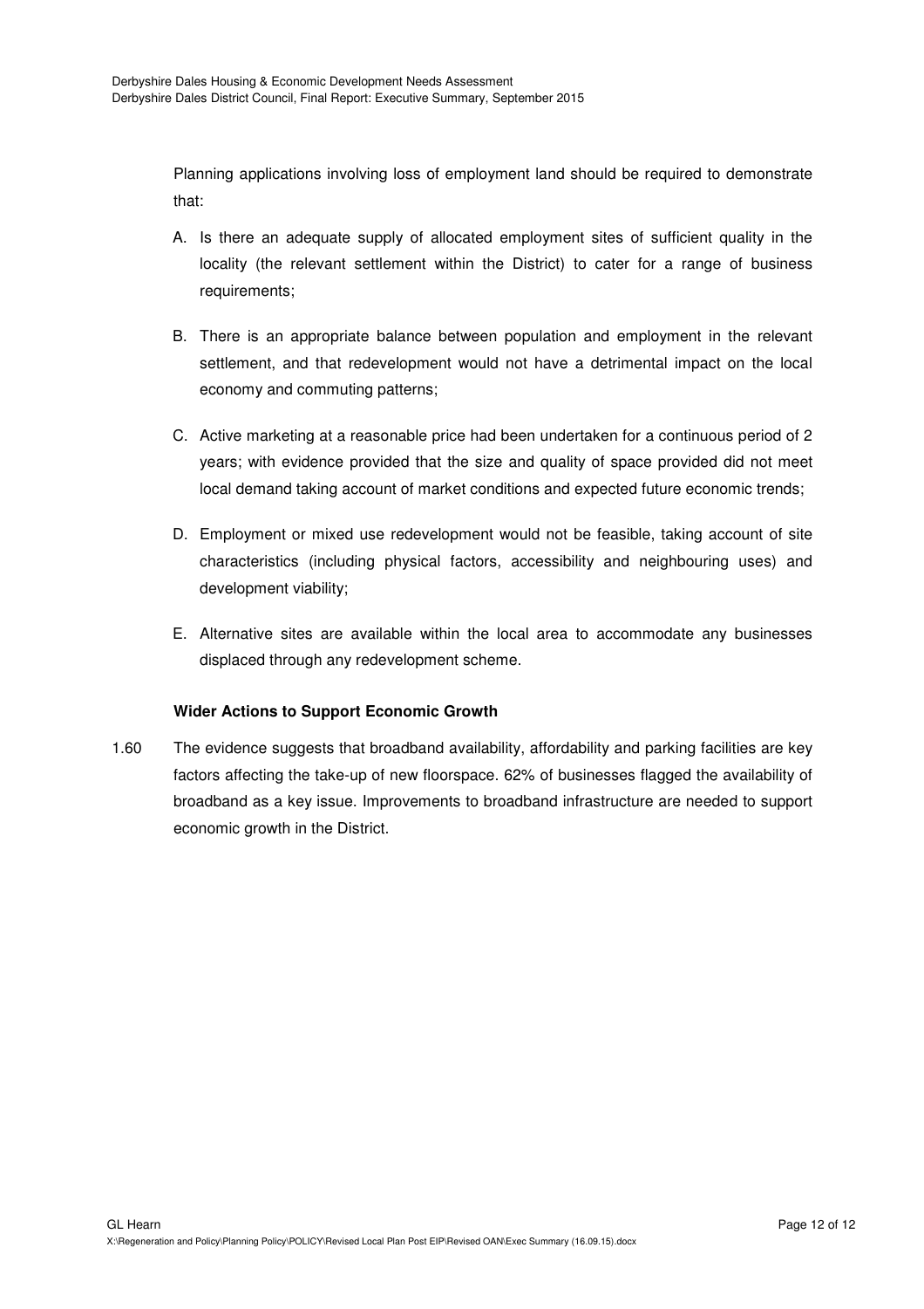Planning applications involving loss of employment land should be required to demonstrate that:

A. Is there an adequate supply of allocated employment sites of sufficient quality in the locality (the relevant settlement within the District) to cater for a range of business requirements;

B. There is an appropriate balance between population and employment in the relevant settlement, and that redevelopment would not have a detrimental impact on the local economy and commuting patterns;

C. Active marketing at a reasonable price had been undertaken for a continuous period of 2 years; with evidence provided that the size and quality of space provided did not meet local demand taking account of market conditions and expected future economic trends;

D. Employment or mixed use redevelopment would not be feasible, taking account of site characteristics (including physical factors, accessibility and neighbouring uses) and development viability;

E. Alternative sites are available within the local area to accommodate any businesses displaced through any redevelopment scheme.

**Wider Actions to Support Economic Growth**

1.60 The evidence suggests that broadband availability, affordability and parking facilities are key factors affecting the take-up of new floorspace. 62% of businesses flagged the availability of broadband as a key issue. Improvements to broadband infrastructure are needed to support economic growth in the District.